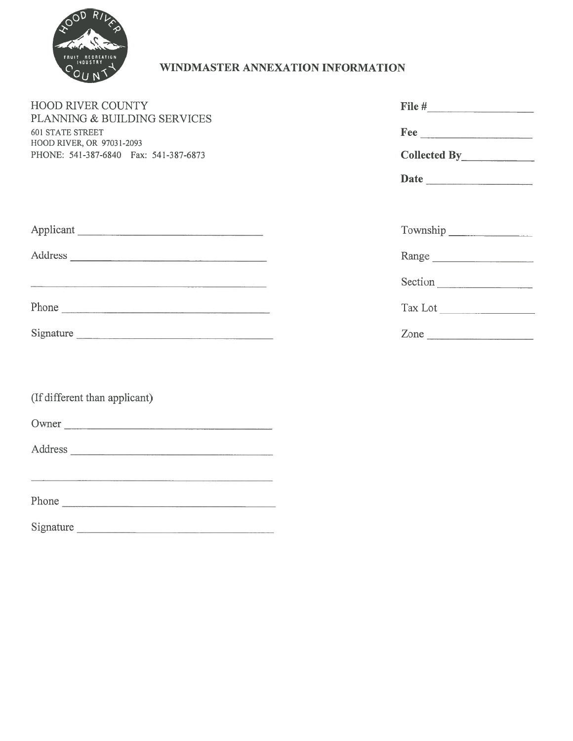# WINDMASTER ANNEXATION INFORMATION

HOOD RIVER COUNTY
PLANNING & BUILDING SERVICES
601 STATE STREET
HOOD RIVER, OR 97031-2093
PHONE: 541-387-6840 Fax: 541-387-6873

**File #** ____________________

**Fee** ____________________

**Collected By** ____________________

**Date** ____________________

Applicant ________________________________

Address ________________________________

________________________________

Phone ________________________________

Signature ________________________________

Township ____________________

Range ____________________

Section ____________________

Tax Lot ____________________

Zone ____________________

(If different than applicant)

Owner ________________________________

Address ________________________________

________________________________

Phone ________________________________

Signature ________________________________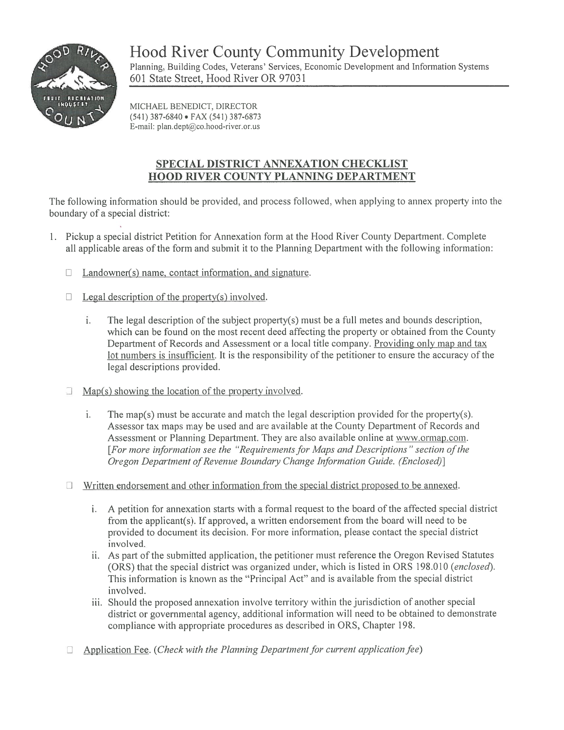# Hood River County Community Development

Planning, Building Codes, Veterans' Services, Economic Development and Information Systems
601 State Street, Hood River OR 97031

MICHAEL BENEDICT, DIRECTOR
(541) 387-6840 • FAX (541) 387-6873
E-mail: plan.dept@co.hood-river.or.us

## SPECIAL DISTRICT ANNEXATION CHECKLIST
## HOOD RIVER COUNTY PLANNING DEPARTMENT

The following information should be provided, and process followed, when applying to annex property into the boundary of a special district:

1. Pickup a special district Petition for Annexation form at the Hood River County Department. Complete all applicable areas of the form and submit it to the Planning Department with the following information:

   - ☐ Landowner(s) name, contact information, and signature.

   - ☐ Legal description of the property(s) involved.

     i. The legal description of the subject property(s) must be a full metes and bounds description, which can be found on the most recent deed affecting the property or obtained from the County Department of Records and Assessment or a local title company. Providing only map and tax lot numbers is insufficient. It is the responsibility of the petitioner to ensure the accuracy of the legal descriptions provided.

   - ☐ Map(s) showing the location of the property involved.

     i. The map(s) must be accurate and match the legal description provided for the property(s). Assessor tax maps may be used and are available at the County Department of Records and Assessment or Planning Department. They are also available online at www.ormap.com. [*For more information see the "Requirements for Maps and Descriptions" section of the Oregon Department of Revenue Boundary Change Information Guide. (Enclosed)*]

   - ☐ Written endorsement and other information from the special district proposed to be annexed.

     i. A petition for annexation starts with a formal request to the board of the affected special district from the applicant(s). If approved, a written endorsement from the board will need to be provided to document its decision. For more information, please contact the special district involved.

     ii. As part of the submitted application, the petitioner must reference the Oregon Revised Statutes (ORS) that the special district was organized under, which is listed in ORS 198.010 (*enclosed*). This information is known as the "Principal Act" and is available from the special district involved.

     iii. Should the proposed annexation involve territory within the jurisdiction of another special district or governmental agency, additional information will need to be obtained to demonstrate compliance with appropriate procedures as described in ORS, Chapter 198.

   - ☐ Application Fee. (*Check with the Planning Department for current application fee*)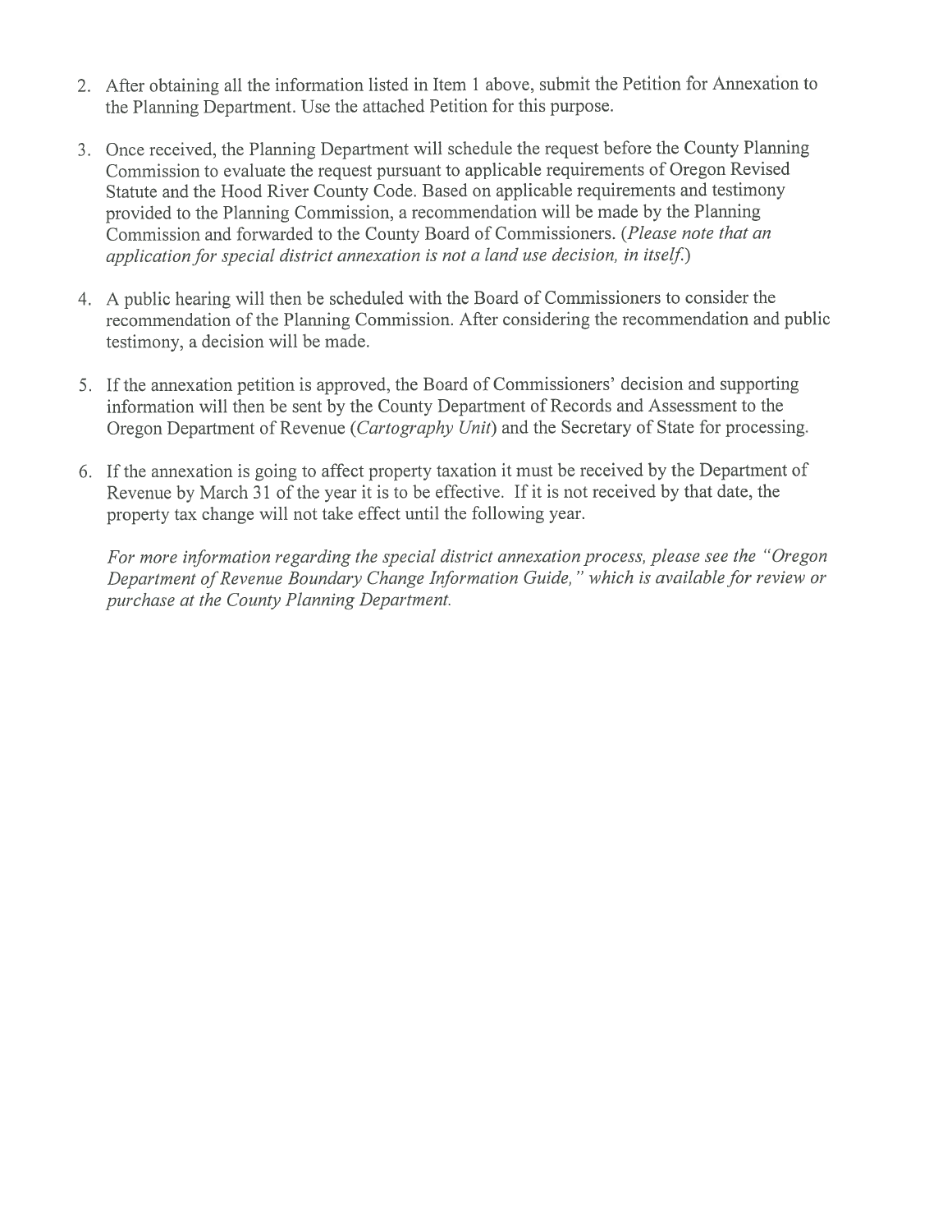2. After obtaining all the information listed in Item 1 above, submit the Petition for Annexation to the Planning Department. Use the attached Petition for this purpose.

3. Once received, the Planning Department will schedule the request before the County Planning Commission to evaluate the request pursuant to applicable requirements of Oregon Revised Statute and the Hood River County Code. Based on applicable requirements and testimony provided to the Planning Commission, a recommendation will be made by the Planning Commission and forwarded to the County Board of Commissioners. (*Please note that an application for special district annexation is not a land use decision, in itself.*)

4. A public hearing will then be scheduled with the Board of Commissioners to consider the recommendation of the Planning Commission. After considering the recommendation and public testimony, a decision will be made.

5. If the annexation petition is approved, the Board of Commissioners' decision and supporting information will then be sent by the County Department of Records and Assessment to the Oregon Department of Revenue (*Cartography Unit*) and the Secretary of State for processing.

6. If the annexation is going to affect property taxation it must be received by the Department of Revenue by March 31 of the year it is to be effective. If it is not received by that date, the property tax change will not take effect until the following year.

   *For more information regarding the special district annexation process, please see the "Oregon Department of Revenue Boundary Change Information Guide," which is available for review or purchase at the County Planning Department.*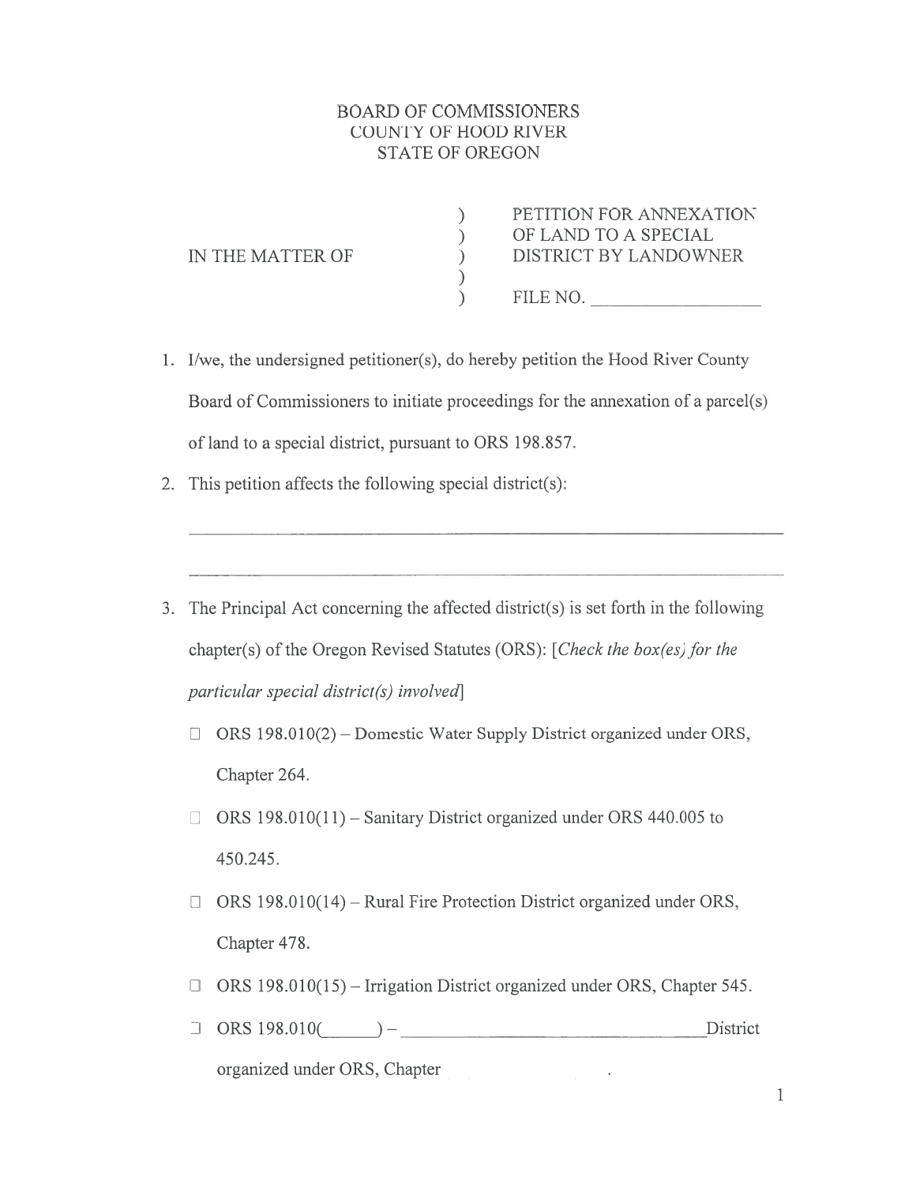BOARD OF COMMISSIONERS
COUNTY OF HOOD RIVER
STATE OF OREGON

| | | |
|---|---|---|
| IN THE MATTER OF | ) ) ) ) ) | PETITION FOR ANNEXATION OF LAND TO A SPECIAL DISTRICT BY LANDOWNER<br><br>FILE NO. ________________ |

1. I/we, the undersigned petitioner(s), do hereby petition the Hood River County Board of Commissioners to initiate proceedings for the annexation of a parcel(s) of land to a special district, pursuant to ORS 198.857.

2. This petition affects the following special district(s):

   ________________________________________________________________

   ________________________________________________________________

3. The Principal Act concerning the affected district(s) is set forth in the following chapter(s) of the Oregon Revised Statutes (ORS): [*Check the box(es) for the particular special district(s) involved*]

   ☐ ORS 198.010(2) – Domestic Water Supply District organized under ORS, Chapter 264.

   ☐ ORS 198.010(11) – Sanitary District organized under ORS 440.005 to 450.245.

   ☐ ORS 198.010(14) – Rural Fire Protection District organized under ORS, Chapter 478.

   ☐ ORS 198.010(15) – Irrigation District organized under ORS, Chapter 545.

   ☐ ORS 198.010(______) – ________________________________ District organized under ORS, Chapter ______________.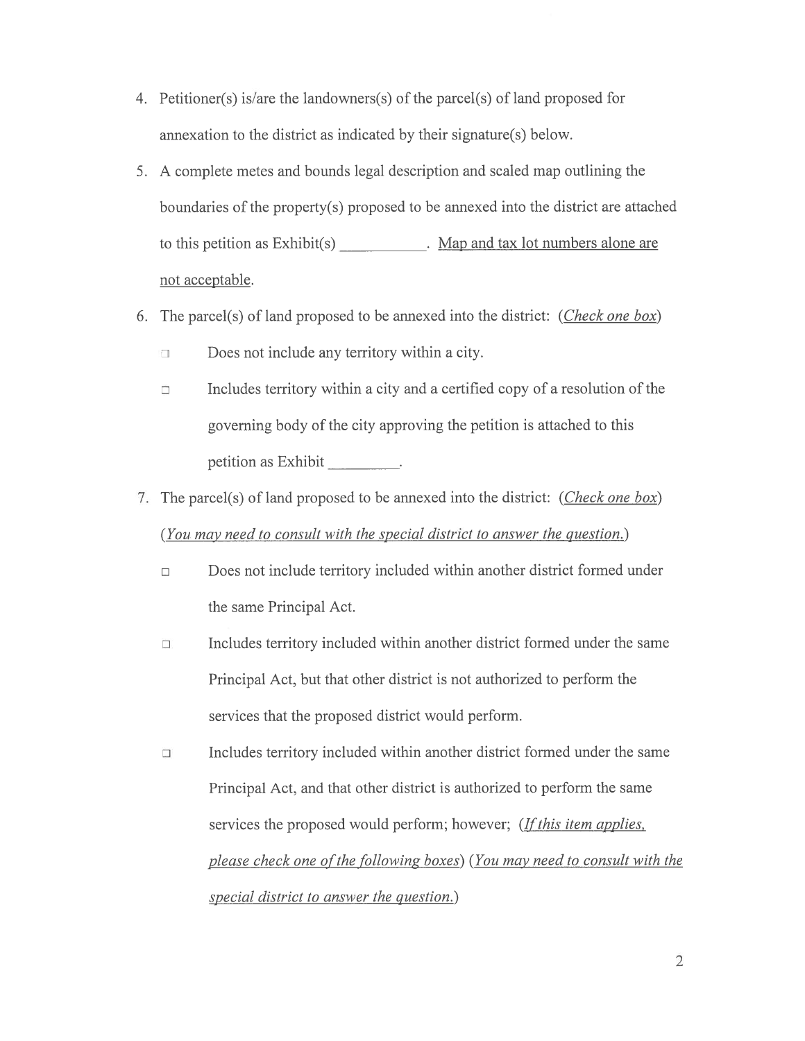4. Petitioner(s) is/are the landowners(s) of the parcel(s) of land proposed for annexation to the district as indicated by their signature(s) below.

5. A complete metes and bounds legal description and scaled map outlining the boundaries of the property(s) proposed to be annexed into the district are attached to this petition as Exhibit(s) __________. <u>Map and tax lot numbers alone are not acceptable</u>.

6. The parcel(s) of land proposed to be annexed into the district: (*<u>Check one box</u>*)

   - ☐ Does not include any territory within a city.
   - ☐ Includes territory within a city and a certified copy of a resolution of the governing body of the city approving the petition is attached to this petition as Exhibit _________.

7. The parcel(s) of land proposed to be annexed into the district: (*<u>Check one box</u>*) (*<u>You may need to consult with the special district to answer the question.</u>*)

   - ☐ Does not include territory included within another district formed under the same Principal Act.
   - ☐ Includes territory included within another district formed under the same Principal Act, but that other district is not authorized to perform the services that the proposed district would perform.
   - ☐ Includes territory included within another district formed under the same Principal Act, and that other district is authorized to perform the same services the proposed would perform; however; (*<u>If this item applies, please check one of the following boxes</u>*) (*<u>You may need to consult with the special district to answer the question.</u>*)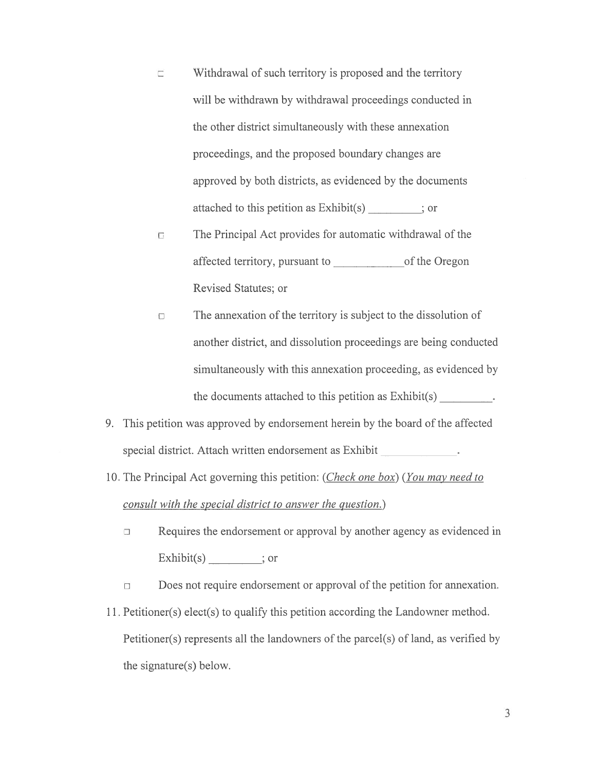- ☐ Withdrawal of such territory is proposed and the territory will be withdrawn by withdrawal proceedings conducted in the other district simultaneously with these annexation proceedings, and the proposed boundary changes are approved by both districts, as evidenced by the documents attached to this petition as Exhibit(s) _________; or
- ☐ The Principal Act provides for automatic withdrawal of the affected territory, pursuant to ____________of the Oregon Revised Statutes; or
- ☐ The annexation of the territory is subject to the dissolution of another district, and dissolution proceedings are being conducted simultaneously with this annexation proceeding, as evidenced by the documents attached to this petition as Exhibit(s) _________.

9. This petition was approved by endorsement herein by the board of the affected special district. Attach written endorsement as Exhibit _____________.
10. The Principal Act governing this petition: (*Check one box*) (*You may need to consult with the special district to answer the question.*)
    - ☐ Requires the endorsement or approval by another agency as evidenced in Exhibit(s) _________; or
    - ☐ Does not require endorsement or approval of the petition for annexation.
11. Petitioner(s) elect(s) to qualify this petition according the Landowner method. Petitioner(s) represents all the landowners of the parcel(s) of land, as verified by the signature(s) below.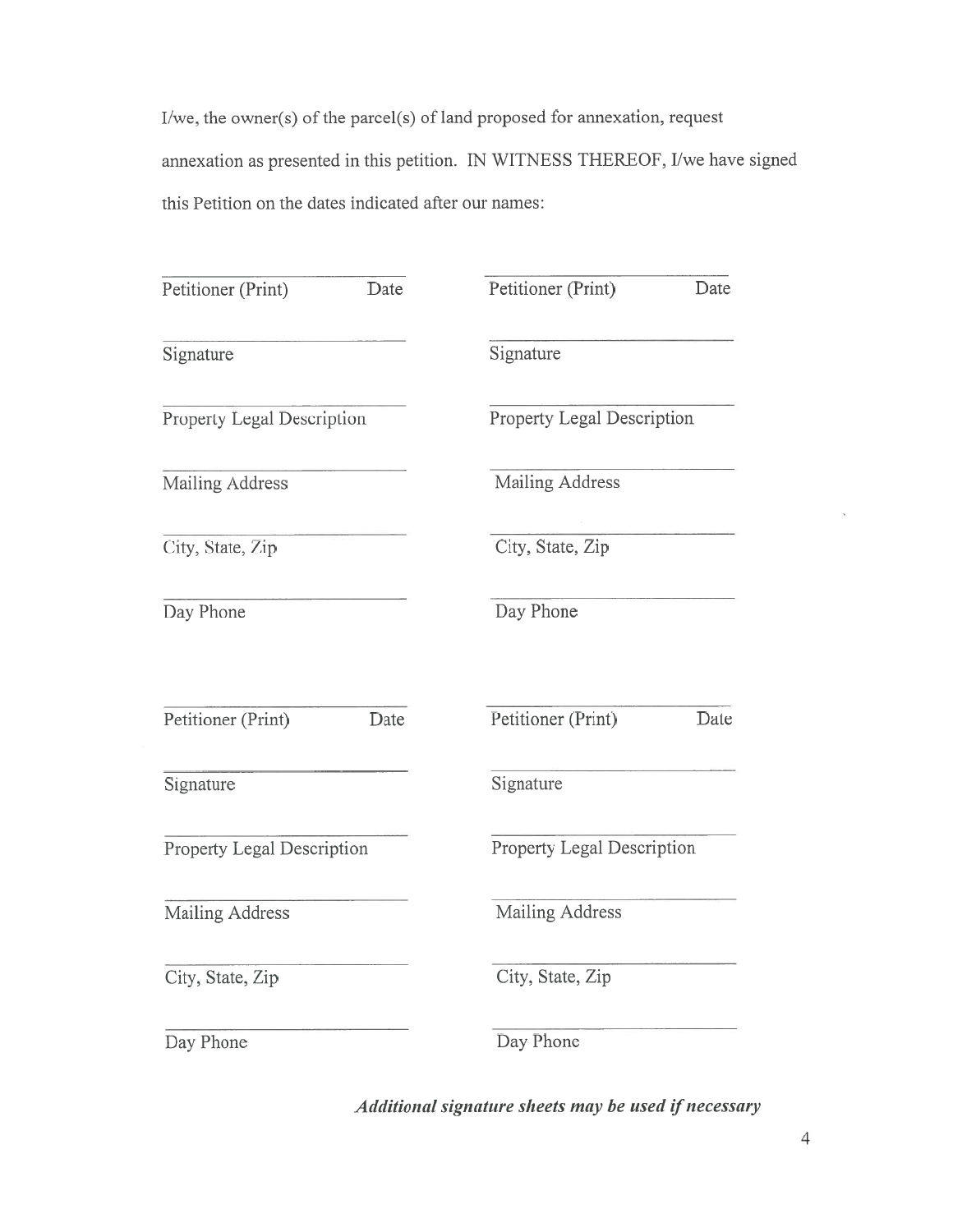I/we, the owner(s) of the parcel(s) of land proposed for annexation, request annexation as presented in this petition. IN WITNESS THEREOF, I/we have signed this Petition on the dates indicated after our names:

| | |
|---|---|
| \_\_\_\_\_\_\_\_\_\_\_\_\_\_\_\_\_\_\_\_\_\_\_\_ | \_\_\_\_\_\_\_\_\_\_\_\_\_\_\_\_\_\_\_\_\_\_\_\_ |
| Petitioner (Print) Date | Petitioner (Print) Date |
| \_\_\_\_\_\_\_\_\_\_\_\_\_\_\_\_\_\_\_\_\_\_\_\_ | \_\_\_\_\_\_\_\_\_\_\_\_\_\_\_\_\_\_\_\_\_\_\_\_ |
| Signature | Signature |
| \_\_\_\_\_\_\_\_\_\_\_\_\_\_\_\_\_\_\_\_\_\_\_\_ | \_\_\_\_\_\_\_\_\_\_\_\_\_\_\_\_\_\_\_\_\_\_\_\_ |
| Property Legal Description | Property Legal Description |
| \_\_\_\_\_\_\_\_\_\_\_\_\_\_\_\_\_\_\_\_\_\_\_\_ | \_\_\_\_\_\_\_\_\_\_\_\_\_\_\_\_\_\_\_\_\_\_\_\_ |
| Mailing Address | Mailing Address |
| \_\_\_\_\_\_\_\_\_\_\_\_\_\_\_\_\_\_\_\_\_\_\_\_ | \_\_\_\_\_\_\_\_\_\_\_\_\_\_\_\_\_\_\_\_\_\_\_\_ |
| City, State, Zip | City, State, Zip |
| \_\_\_\_\_\_\_\_\_\_\_\_\_\_\_\_\_\_\_\_\_\_\_\_ | \_\_\_\_\_\_\_\_\_\_\_\_\_\_\_\_\_\_\_\_\_\_\_\_ |
| Day Phone | Day Phone |

| | |
|---|---|
| \_\_\_\_\_\_\_\_\_\_\_\_\_\_\_\_\_\_\_\_\_\_\_\_ | \_\_\_\_\_\_\_\_\_\_\_\_\_\_\_\_\_\_\_\_\_\_\_\_ |
| Petitioner (Print) Date | Petitioner (Print) Date |
| \_\_\_\_\_\_\_\_\_\_\_\_\_\_\_\_\_\_\_\_\_\_\_\_ | \_\_\_\_\_\_\_\_\_\_\_\_\_\_\_\_\_\_\_\_\_\_\_\_ |
| Signature | Signature |
| \_\_\_\_\_\_\_\_\_\_\_\_\_\_\_\_\_\_\_\_\_\_\_\_ | \_\_\_\_\_\_\_\_\_\_\_\_\_\_\_\_\_\_\_\_\_\_\_\_ |
| Property Legal Description | Property Legal Description |
| \_\_\_\_\_\_\_\_\_\_\_\_\_\_\_\_\_\_\_\_\_\_\_\_ | \_\_\_\_\_\_\_\_\_\_\_\_\_\_\_\_\_\_\_\_\_\_\_\_ |
| Mailing Address | Mailing Address |
| \_\_\_\_\_\_\_\_\_\_\_\_\_\_\_\_\_\_\_\_\_\_\_\_ | \_\_\_\_\_\_\_\_\_\_\_\_\_\_\_\_\_\_\_\_\_\_\_\_ |
| City, State, Zip | City, State, Zip |
| \_\_\_\_\_\_\_\_\_\_\_\_\_\_\_\_\_\_\_\_\_\_\_\_ | \_\_\_\_\_\_\_\_\_\_\_\_\_\_\_\_\_\_\_\_\_\_\_\_ |
| Day Phone | Day Phone |

***Additional signature sheets may be used if necessary***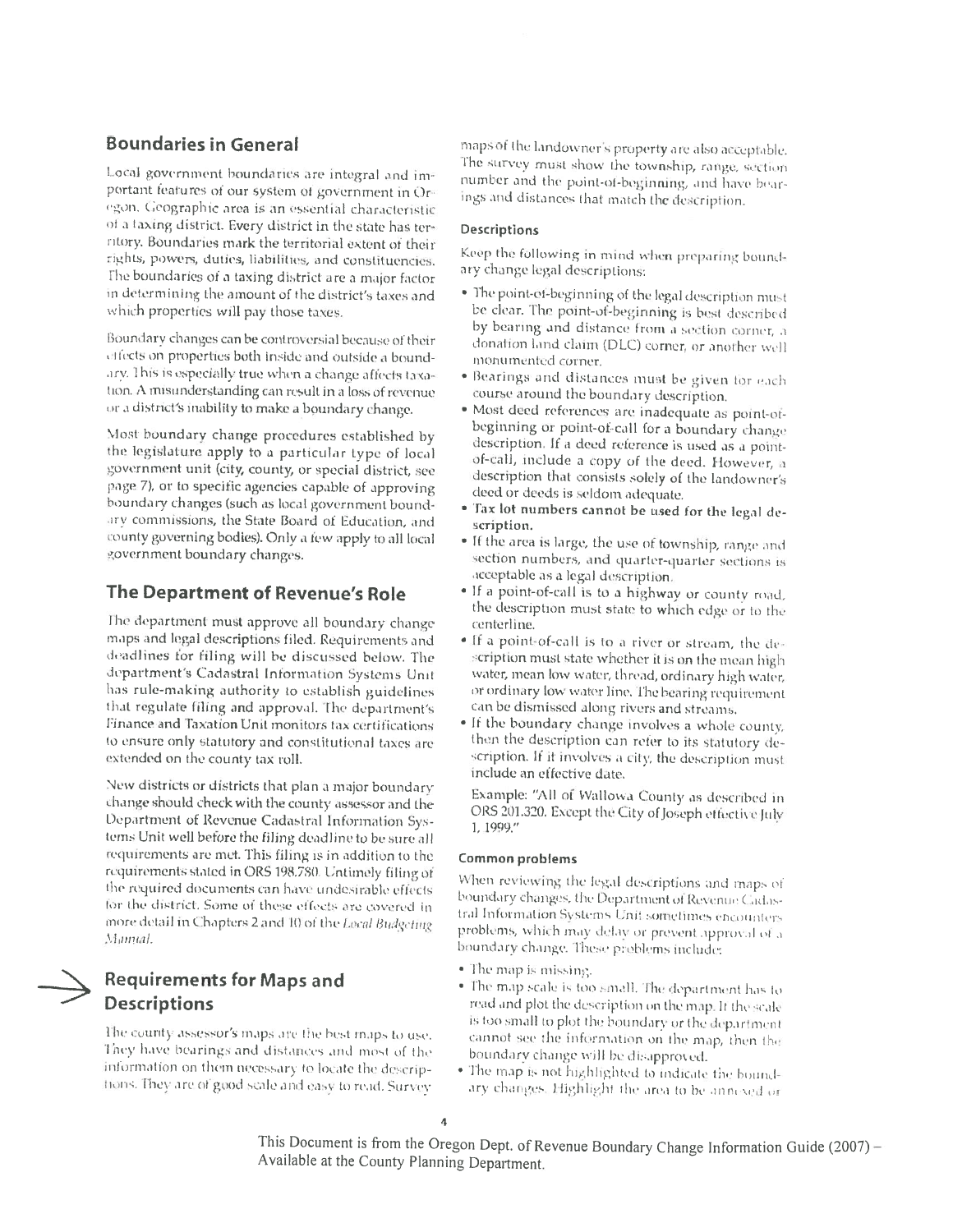## Boundaries in General

Local government boundaries are integral and important features of our system of government in Oregon. Geographic area is an essential characteristic of a taxing district. Every district in the state has territory. Boundaries mark the territorial extent of their rights, powers, duties, liabilities, and constituencies. The boundaries of a taxing district are a major factor in determining the amount of the district's taxes and which properties will pay those taxes.

Boundary changes can be controversial because of their effects on properties both inside and outside a boundary. This is especially true when a change affects taxation. A misunderstanding can result in a loss of revenue or a district's inability to make a boundary change.

Most boundary change procedures established by the legislature apply to a particular type of local government unit (city, county, or special district, see page 7), or to specific agencies capable of approving boundary changes (such as local government boundary commissions, the State Board of Education, and county governing bodies). Only a few apply to all local government boundary changes.

## The Department of Revenue's Role

The department must approve all boundary change maps and legal descriptions filed. Requirements and deadlines for filing will be discussed below. The department's Cadastral Information Systems Unit has rule-making authority to establish guidelines that regulate filing and approval. The department's Finance and Taxation Unit monitors tax certifications to ensure only statutory and constitutional taxes are extended on the county tax roll.

New districts or districts that plan a major boundary change should check with the county assessor and the Department of Revenue Cadastral Information Systems Unit well before the filing deadline to be sure all requirements are met. This filing is in addition to the requirements stated in ORS 198.780. Untimely filing of the required documents can have undesirable effects for the district. Some of these effects are covered in more detail in Chapters 2 and 10 of the *Local Budgeting Manual*.

## Requirements for Maps and Descriptions

The county assessor's maps are the best maps to use. They have bearings and distances and most of the information on them necessary to locate the descriptions. They are of good scale and easy to read. Survey maps of the landowner's property are also acceptable. The survey must show the township, range, section number and the point-of-beginning, and have bearings and distances that match the description.

### Descriptions

Keep the following in mind when preparing boundary change legal descriptions:

- The point-of-beginning of the legal description must be clear. The point-of-beginning is best described by bearing and distance from a section corner, a donation land claim (DLC) corner, or another well monumented corner.
- Bearings and distances must be given for each course around the boundary description.
- Most deed references are inadequate as point-of-beginning or point-of-call for a boundary change description. If a deed reference is used as a point-of-call, include a copy of the deed. However, a description that consists solely of the landowner's deed or deeds is seldom adequate.
- **Tax lot numbers cannot be used for the legal description.**
- If the area is large, the use of township, range and section numbers, and quarter-quarter sections is acceptable as a legal description.
- If a point-of-call is to a highway or county road, the description must state to which edge or to the centerline.
- If a point-of-call is to a river or stream, the description must state whether it is on the mean high water, mean low water, thread, ordinary high water, or ordinary low water line. The bearing requirement can be dismissed along rivers and streams.
- If the boundary change involves a whole county, then the description can refer to its statutory description. If it involves a city, the description must include an effective date.

  Example: "All of Wallowa County as described in ORS 201.320. Except the City of Joseph effective July 1, 1999."

#### Common problems

When reviewing the legal descriptions and maps of boundary changes, the Department of Revenue Cadastral Information Systems Unit sometimes encounters problems, which may delay or prevent approval of a boundary change. These problems include:

- The map is missing.
- The map scale is too small. The department has to read and plot the description on the map. If the scale is too small to plot the boundary or the department cannot see the information on the map, then the boundary change will be disapproved.
- The map is not highlighted to indicate the boundary changes. Highlight the area to be annexed or

This Document is from the Oregon Dept. of Revenue Boundary Change Information Guide (2007) – Available at the County Planning Department.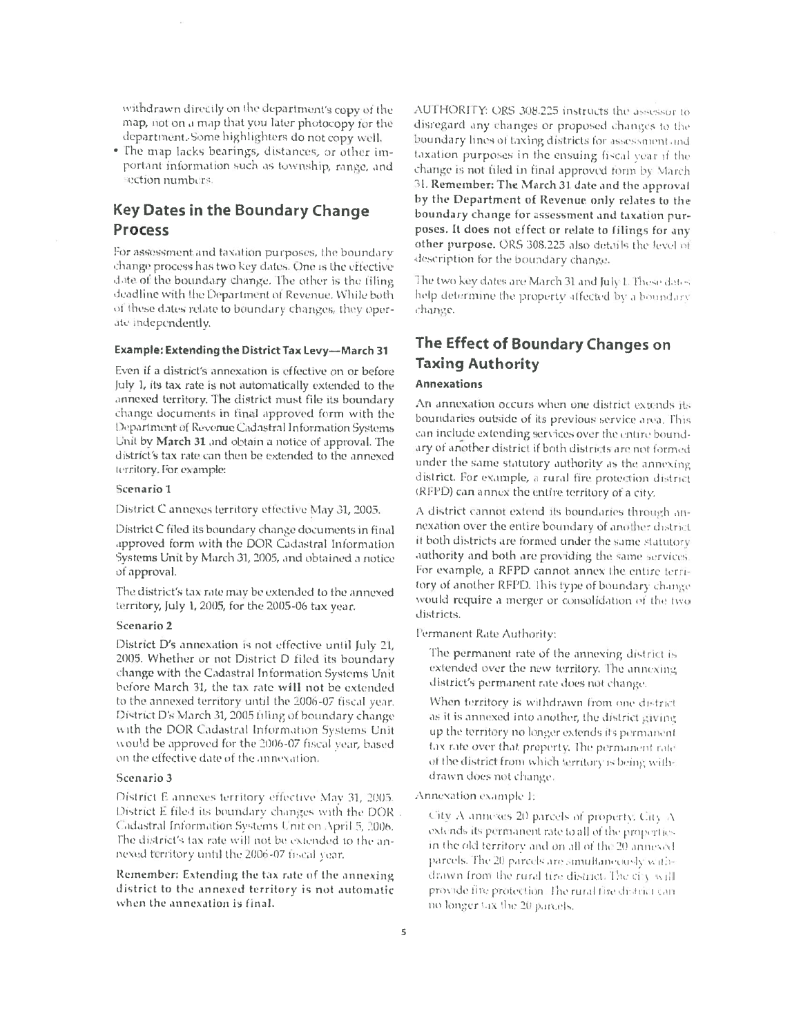withdrawn directly on the department's copy of the map, not on a map that you later photocopy for the department. Some highlighters do not copy well.

- The map lacks bearings, distances, or other important information such as township, range, and section numbers.

## Key Dates in the Boundary Change Process

For assessment and taxation purposes, the boundary change process has two key dates. One is the effective date of the boundary change. The other is the filing deadline with the Department of Revenue. While both of these dates relate to boundary changes, they operate independently.

#### Example: Extending the District Tax Levy—March 31

Even if a district's annexation is effective on or before July 1, its tax rate is not automatically extended to the annexed territory. The district must file its boundary change documents in final approved form with the Department of Revenue Cadastral Information Systems Unit by **March 31** and obtain a notice of approval. The district's tax rate can then be extended to the annexed territory. For example:

#### Scenario 1

District C annexes territory effective May 31, 2005.

District C filed its boundary change documents in final approved form with the DOR Cadastral Information Systems Unit by March 31, 2005, and obtained a notice of approval.

The district's tax rate may be extended to the annexed territory, July 1, 2005, for the 2005-06 tax year.

#### Scenario 2

District D's annexation is not effective until July 21, 2005. Whether or not District D filed its boundary change with the Cadastral Information Systems Unit before March 31, the tax rate **will not** be extended to the annexed territory until the 2006-07 fiscal year. District D's March 31, 2005 filing of boundary change with the DOR Cadastral Information Systems Unit would be approved for the 2006-07 fiscal year, based on the effective date of the annexation.

#### Scenario 3

District E annexes territory effective May 31, 2005. District E filed its boundary changes with the DOR Cadastral Information Systems Unit on April 5, 2006. The district's tax rate will not be extended to the annexed territory until the 2006-07 fiscal year.

**Remember: Extending the tax rate of the annexing district to the annexed territory is not automatic when the annexation is final.**

AUTHORITY: ORS 308.225 instructs the assessor to disregard any changes or proposed changes to the boundary lines of taxing districts for assessment and taxation purposes in the ensuing fiscal year if the change is not filed in final approved form by March 31. **Remember: The March 31 date and the approval by the Department of Revenue only relates to the boundary change for assessment and taxation purposes. It does not effect or relate to filings for any other purpose.** ORS 308.225 also details the level of description for the boundary change.

The two key dates are March 31 and July 1. These dates help determine the property affected by a boundary change.

## The Effect of Boundary Changes on Taxing Authority

#### Annexations

An annexation occurs when one district extends its boundaries outside of its previous service area. This can include extending services over the entire boundary of another district if both districts are not formed under the same statutory authority as the annexing district. For example, a rural fire protection district (RFPD) can annex the entire territory of a city.

A district cannot extend its boundaries through annexation over the entire boundary of another district if both districts are formed under the same statutory authority and both are providing the same services. For example, a RFPD cannot annex the entire territory of another RFPD. This type of boundary change would require a merger or consolidation of the two districts.

Permanent Rate Authority:

> The permanent rate of the annexing district is extended over the new territory. The annexing district's permanent rate does not change.
>
> When territory is withdrawn from one district as it is annexed into another, the district giving up the territory no longer extends its permanent tax rate over that property. The permanent rate of the district from which territory is being withdrawn does not change.

Annexation example 1:

> City A annexes 20 parcels of property. City A extends its permanent rate to all of the properties in the old territory and on all of the 20 annexed parcels. The 20 parcels are simultaneously withdrawn from the rural fire district. The city will provide fire protection. The rural fire district can no longer tax the 20 parcels.